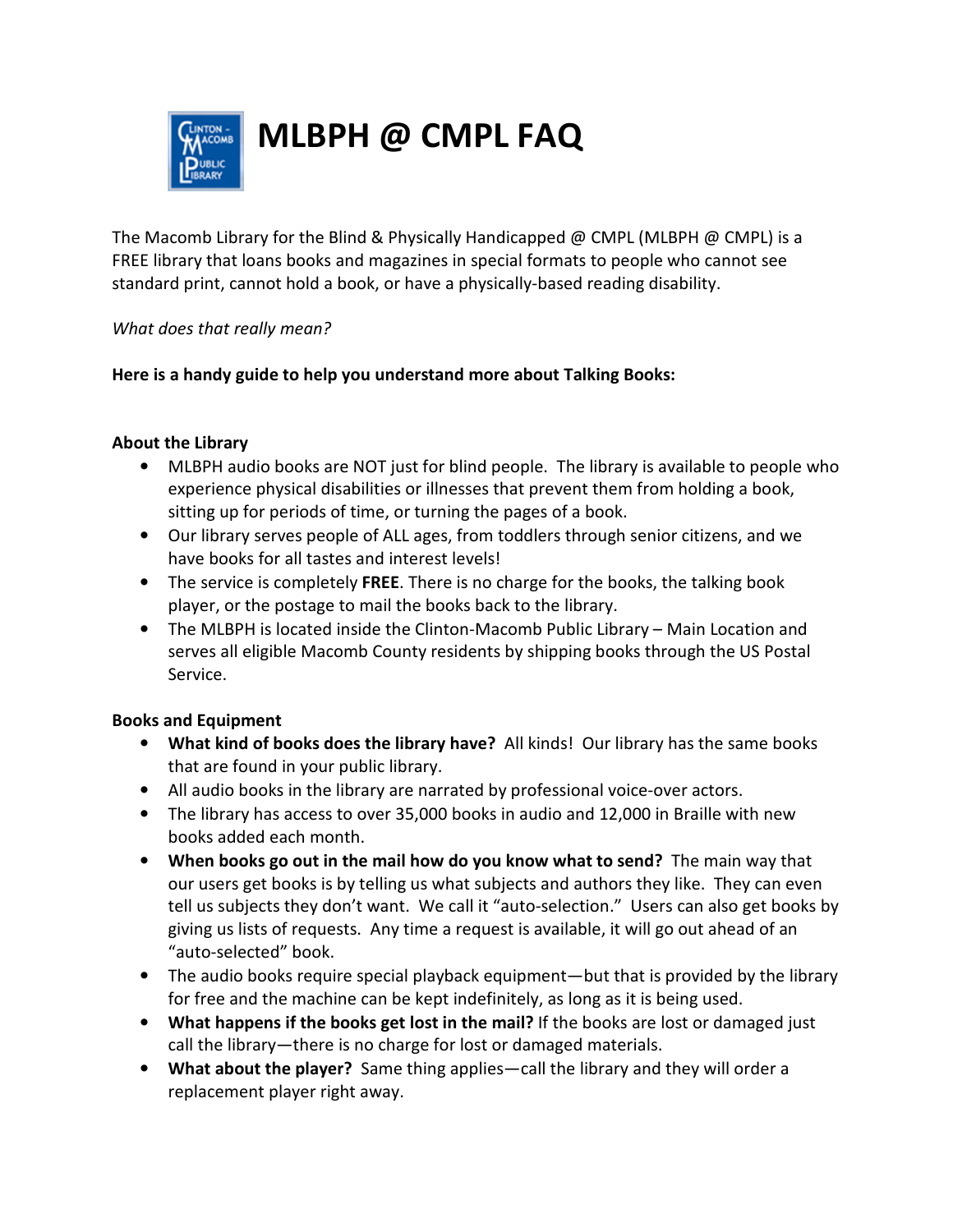# MLBPH @ CMPL FAQ

The Macomb Library for the Blind & Physically Handicapped @ CMPL (MLBPH @ CMPL) is a FREE library that loans books and magazines in special formats to people who cannot see standard print, cannot hold a book, or have a physically-based reading disability.

*What does that really mean?*

**Here is a handy guide to help you understand more about Talking Books:**

**About the Library**

- MLBPH audio books are NOT just for blind people. The library is available to people who experience physical disabilities or illnesses that prevent them from holding a book, sitting up for periods of time, or turning the pages of a book.
- Our library serves people of ALL ages, from toddlers through senior citizens, and we have books for all tastes and interest levels!
- The service is completely **FREE**. There is no charge for the books, the talking book player, or the postage to mail the books back to the library.
- The MLBPH is located inside the Clinton-Macomb Public Library – Main Location and serves all eligible Macomb County residents by shipping books through the US Postal Service.

**Books and Equipment**

- **What kind of books does the library have?** All kinds! Our library has the same books that are found in your public library.
- All audio books in the library are narrated by professional voice-over actors.
- The library has access to over 35,000 books in audio and 12,000 in Braille with new books added each month.
- **When books go out in the mail how do you know what to send?** The main way that our users get books is by telling us what subjects and authors they like. They can even tell us subjects they don't want. We call it "auto-selection." Users can also get books by giving us lists of requests. Any time a request is available, it will go out ahead of an "auto-selected" book.
- The audio books require special playback equipment—but that is provided by the library for free and the machine can be kept indefinitely, as long as it is being used.
- **What happens if the books get lost in the mail?** If the books are lost or damaged just call the library—there is no charge for lost or damaged materials.
- **What about the player?** Same thing applies—call the library and they will order a replacement player right away.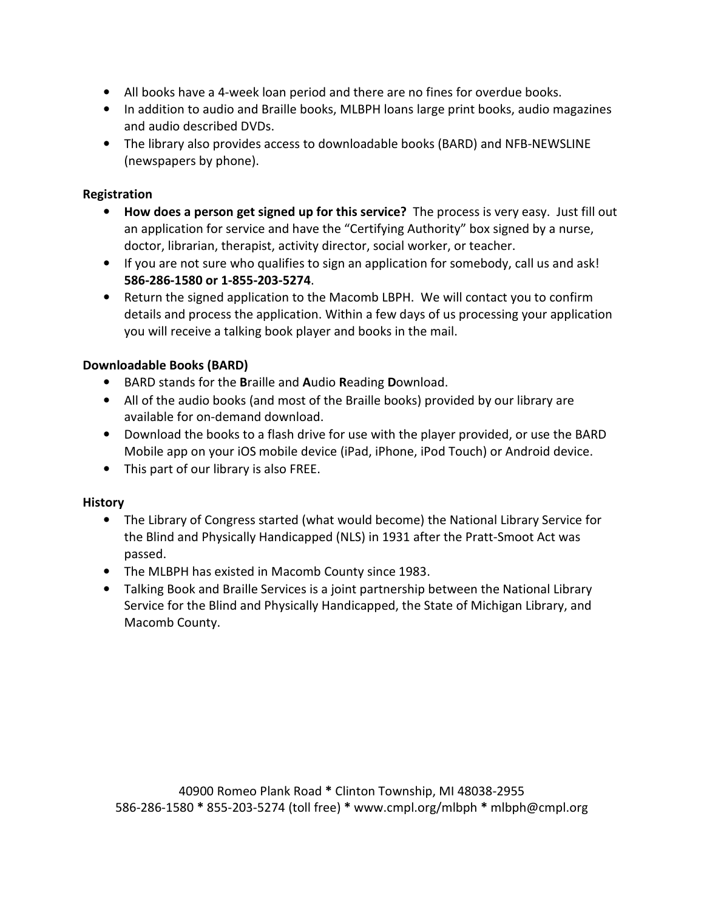- All books have a 4-week loan period and there are no fines for overdue books.
- In addition to audio and Braille books, MLBPH loans large print books, audio magazines and audio described DVDs.
- The library also provides access to downloadable books (BARD) and NFB-NEWSLINE (newspapers by phone).

**Registration**

- **How does a person get signed up for this service?** The process is very easy. Just fill out an application for service and have the "Certifying Authority" box signed by a nurse, doctor, librarian, therapist, activity director, social worker, or teacher.
- If you are not sure who qualifies to sign an application for somebody, call us and ask! **586-286-1580 or 1-855-203-5274**.
- Return the signed application to the Macomb LBPH. We will contact you to confirm details and process the application. Within a few days of us processing your application you will receive a talking book player and books in the mail.

**Downloadable Books (BARD)**

- BARD stands for the **B**raille and **A**udio **R**eading **D**ownload.
- All of the audio books (and most of the Braille books) provided by our library are available for on-demand download.
- Download the books to a flash drive for use with the player provided, or use the BARD Mobile app on your iOS mobile device (iPad, iPhone, iPod Touch) or Android device.
- This part of our library is also FREE.

**History**

- The Library of Congress started (what would become) the National Library Service for the Blind and Physically Handicapped (NLS) in 1931 after the Pratt-Smoot Act was passed.
- The MLBPH has existed in Macomb County since 1983.
- Talking Book and Braille Services is a joint partnership between the National Library Service for the Blind and Physically Handicapped, the State of Michigan Library, and Macomb County.

40900 Romeo Plank Road * Clinton Township, MI 48038-2955
586-286-1580 * 855-203-5274 (toll free) * www.cmpl.org/mlbph * mlbph@cmpl.org